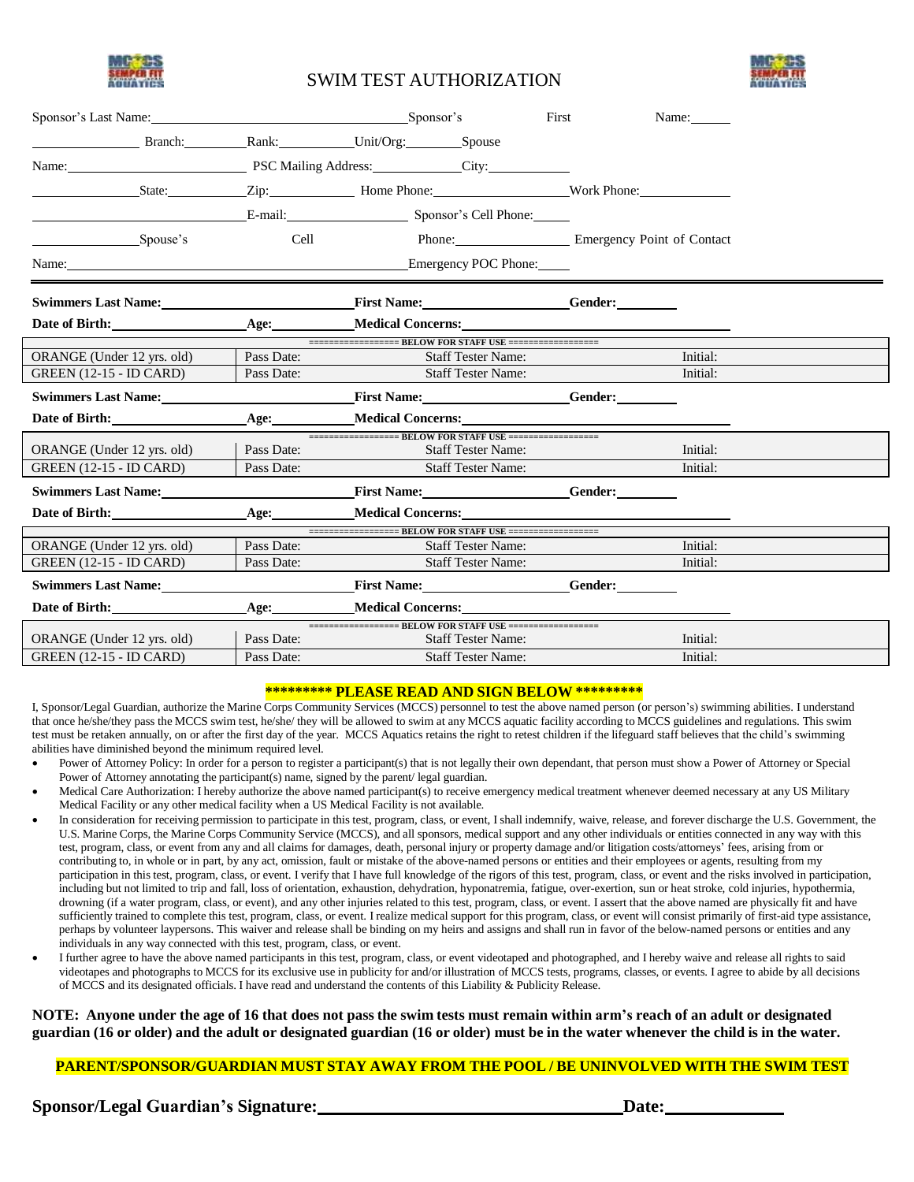# SWIM TEST AUTHORIZATION

Sponsor's Last Name:________________________ Sponsor's First Name:________ Branch:________ Rank:________ Unit/Org:________ Spouse Name:________________________ PSC Mailing Address:____________ City:____________ State:________ Zip:________ Home Phone:________________ Work Phone:____________ ____________________ E-mail:________________ Sponsor's Cell Phone:______ ____________ Spouse's Cell Phone:________________ Emergency Point of Contact Name:________________________________ Emergency POC Phone:______

---

**Swimmers Last Name:**____________________ **First Name:**________________ **Gender:**________

**Date of Birth:**________________ **Age:**__________ **Medical Concerns:**________________________

| ================== BELOW FOR STAFF USE ================== | | | |
|---|---|---|---|
| ORANGE (Under 12 yrs. old) | Pass Date: | Staff Tester Name: | Initial: |
| GREEN (12-15 - ID CARD) | Pass Date: | Staff Tester Name: | Initial: |

**Swimmers Last Name:**____________________ **First Name:**________________ **Gender:**________

**Date of Birth:**________________ **Age:**__________ **Medical Concerns:**________________________

| ================== BELOW FOR STAFF USE ================== | | | |
|---|---|---|---|
| ORANGE (Under 12 yrs. old) | Pass Date: | Staff Tester Name: | Initial: |
| GREEN (12-15 - ID CARD) | Pass Date: | Staff Tester Name: | Initial: |

**Swimmers Last Name:**____________________ **First Name:**________________ **Gender:**________

**Date of Birth:**________________ **Age:**__________ **Medical Concerns:**________________________

| ================== BELOW FOR STAFF USE ================== | | | |
|---|---|---|---|
| ORANGE (Under 12 yrs. old) | Pass Date: | Staff Tester Name: | Initial: |
| GREEN (12-15 - ID CARD) | Pass Date: | Staff Tester Name: | Initial: |

**Swimmers Last Name:**____________________ **First Name:**________________ **Gender:**________

**Date of Birth:**________________ **Age:**__________ **Medical Concerns:**________________________

| ================== BELOW FOR STAFF USE ================== | | | |
|---|---|---|---|
| ORANGE (Under 12 yrs. old) | Pass Date: | Staff Tester Name: | Initial: |
| GREEN (12-15 - ID CARD) | Pass Date: | Staff Tester Name: | Initial: |

**\*\*\*\*\*\*\*\*\* PLEASE READ AND SIGN BELOW \*\*\*\*\*\*\*\*\***

I, Sponsor/Legal Guardian, authorize the Marine Corps Community Services (MCCS) personnel to test the above named person (or person's) swimming abilities. I understand that once he/she/they pass the MCCS swim test, he/she/ they will be allowed to swim at any MCCS aquatic facility according to MCCS guidelines and regulations. This swim test must be retaken annually, on or after the first day of the year. MCCS Aquatics retains the right to retest children if the lifeguard staff believes that the child's swimming abilities have diminished beyond the minimum required level.

- Power of Attorney Policy: In order for a person to register a participant(s) that is not legally their own dependant, that person must show a Power of Attorney or Special Power of Attorney annotating the participant(s) name, signed by the parent/ legal guardian.
- Medical Care Authorization: I hereby authorize the above named participant(s) to receive emergency medical treatment whenever deemed necessary at any US Military Medical Facility or any other medical facility when a US Medical Facility is not available.
- In consideration for receiving permission to participate in this test, program, class, or event, I shall indemnify, waive, release, and forever discharge the U.S. Government, the U.S. Marine Corps, the Marine Corps Community Service (MCCS), and all sponsors, medical support and any other individuals or entities connected in any way with this test, program, class, or event from any and all claims for damages, death, personal injury or property damage and/or litigation costs/attorneys' fees, arising from or contributing to, in whole or in part, by any act, omission, fault or mistake of the above-named persons or entities and their employees or agents, resulting from my participation in this test, program, class, or event. I verify that I have full knowledge of the rigors of this test, program, class, or event and the risks involved in participation, including but not limited to trip and fall, loss of orientation, exhaustion, dehydration, hyponatremia, fatigue, over-exertion, sun or heat stroke, cold injuries, hypothermia, drowning (if a water program, class, or event), and any other injuries related to this test, program, class, or event. I assert that the above named are physically fit and have sufficiently trained to complete this test, program, class, or event. I realize medical support for this program, class, or event will consist primarily of first-aid type assistance, perhaps by volunteer laypersons. This waiver and release shall be binding on my heirs and assigns and shall run in favor of the below-named persons or entities and any individuals in any way connected with this test, program, class, or event.
- I further agree to have the above named participants in this test, program, class, or event videotaped and photographed, and I hereby waive and release all rights to said videotapes and photographs to MCCS for its exclusive use in publicity for and/or illustration of MCCS tests, programs, classes, or events. I agree to abide by all decisions of MCCS and its designated officials. I have read and understand the contents of this Liability & Publicity Release.

**NOTE: Anyone under the age of 16 that does not pass the swim tests must remain within arm's reach of an adult or designated guardian (16 or older) and the adult or designated guardian (16 or older) must be in the water whenever the child is in the water.**

**PARENT/SPONSOR/GUARDIAN MUST STAY AWAY FROM THE POOL / BE UNINVOLVED WITH THE SWIM TEST**

**Sponsor/Legal Guardian's Signature:**________________________________ **Date:**____________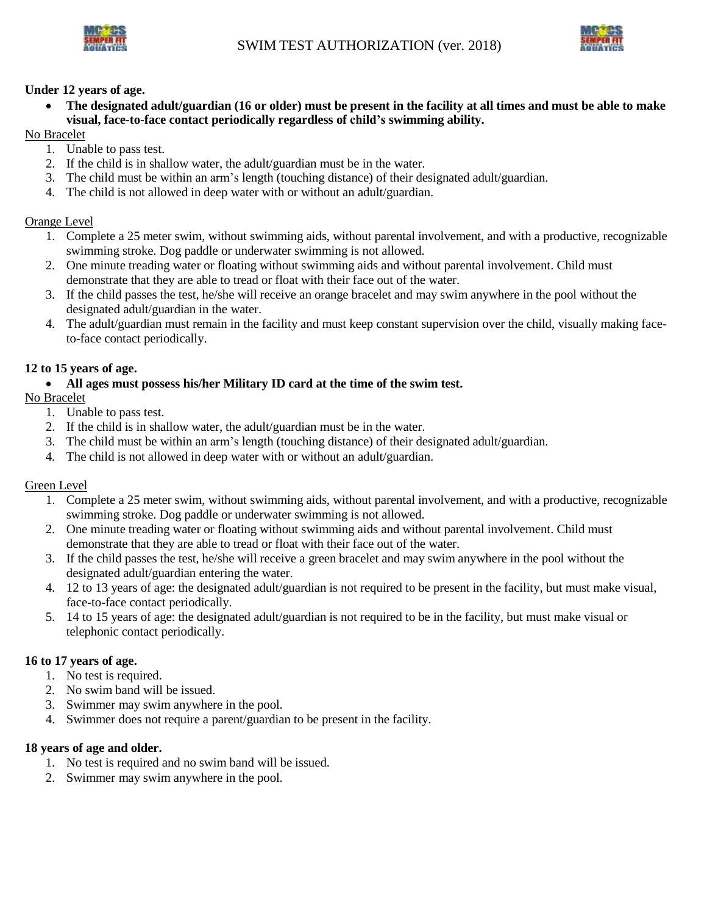# SWIM TEST AUTHORIZATION (ver. 2018)

**Under 12 years of age.**

- **The designated adult/guardian (16 or older) must be present in the facility at all times and must be able to make visual, face-to-face contact periodically regardless of child's swimming ability.**

No Bracelet

1. Unable to pass test.
2. If the child is in shallow water, the adult/guardian must be in the water.
3. The child must be within an arm's length (touching distance) of their designated adult/guardian.
4. The child is not allowed in deep water with or without an adult/guardian.

Orange Level

1. Complete a 25 meter swim, without swimming aids, without parental involvement, and with a productive, recognizable swimming stroke. Dog paddle or underwater swimming is not allowed.
2. One minute treading water or floating without swimming aids and without parental involvement. Child must demonstrate that they are able to tread or float with their face out of the water.
3. If the child passes the test, he/she will receive an orange bracelet and may swim anywhere in the pool without the designated adult/guardian in the water.
4. The adult/guardian must remain in the facility and must keep constant supervision over the child, visually making face-to-face contact periodically.

**12 to 15 years of age.**

- **All ages must possess his/her Military ID card at the time of the swim test.**

No Bracelet

1. Unable to pass test.
2. If the child is in shallow water, the adult/guardian must be in the water.
3. The child must be within an arm's length (touching distance) of their designated adult/guardian.
4. The child is not allowed in deep water with or without an adult/guardian.

Green Level

1. Complete a 25 meter swim, without swimming aids, without parental involvement, and with a productive, recognizable swimming stroke. Dog paddle or underwater swimming is not allowed.
2. One minute treading water or floating without swimming aids and without parental involvement. Child must demonstrate that they are able to tread or float with their face out of the water.
3. If the child passes the test, he/she will receive a green bracelet and may swim anywhere in the pool without the designated adult/guardian entering the water.
4. 12 to 13 years of age: the designated adult/guardian is not required to be present in the facility, but must make visual, face-to-face contact periodically.
5. 14 to 15 years of age: the designated adult/guardian is not required to be in the facility, but must make visual or telephonic contact periodically.

**16 to 17 years of age.**

1. No test is required.
2. No swim band will be issued.
3. Swimmer may swim anywhere in the pool.
4. Swimmer does not require a parent/guardian to be present in the facility.

**18 years of age and older.**

1. No test is required and no swim band will be issued.
2. Swimmer may swim anywhere in the pool.